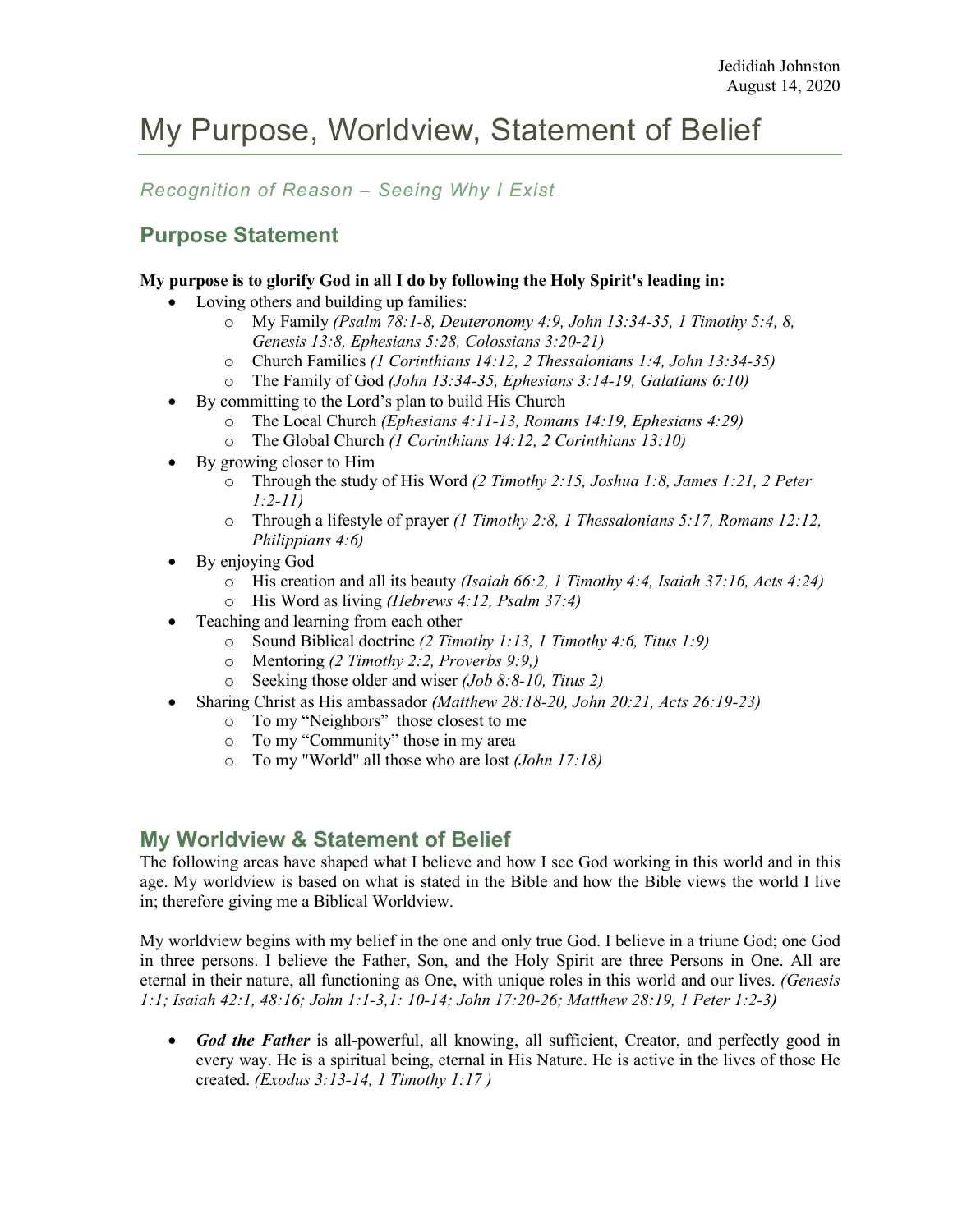Jedidiah Johnston
August 14, 2020

# My Purpose, Worldview, Statement of Belief

*Recognition of Reason – Seeing Why I Exist*

## Purpose Statement

**My purpose is to glorify God in all I do by following the Holy Spirit's leading in:**

- Loving others and building up families:
  - My Family *(Psalm 78:1-8, Deuteronomy 4:9, John 13:34-35, 1 Timothy 5:4, 8, Genesis 13:8, Ephesians 5:28, Colossians 3:20-21)*
  - Church Families *(1 Corinthians 14:12, 2 Thessalonians 1:4, John 13:34-35)*
  - The Family of God *(John 13:34-35, Ephesians 3:14-19, Galatians 6:10)*
- By committing to the Lord's plan to build His Church
  - The Local Church *(Ephesians 4:11-13, Romans 14:19, Ephesians 4:29)*
  - The Global Church *(1 Corinthians 14:12, 2 Corinthians 13:10)*
- By growing closer to Him
  - Through the study of His Word *(2 Timothy 2:15, Joshua 1:8, James 1:21, 2 Peter 1:2-11)*
  - Through a lifestyle of prayer *(1 Timothy 2:8, 1 Thessalonians 5:17, Romans 12:12, Philippians 4:6)*
- By enjoying God
  - His creation and all its beauty *(Isaiah 66:2, 1 Timothy 4:4, Isaiah 37:16, Acts 4:24)*
  - His Word as living *(Hebrews 4:12, Psalm 37:4)*
- Teaching and learning from each other
  - Sound Biblical doctrine *(2 Timothy 1:13, 1 Timothy 4:6, Titus 1:9)*
  - Mentoring *(2 Timothy 2:2, Proverbs 9:9,)*
  - Seeking those older and wiser *(Job 8:8-10, Titus 2)*
- Sharing Christ as His ambassador *(Matthew 28:18-20, John 20:21, Acts 26:19-23)*
  - To my "Neighbors" those closest to me
  - To my "Community" those in my area
  - To my "World" all those who are lost *(John 17:18)*

## My Worldview & Statement of Belief

The following areas have shaped what I believe and how I see God working in this world and in this age. My worldview is based on what is stated in the Bible and how the Bible views the world I live in; therefore giving me a Biblical Worldview.

My worldview begins with my belief in the one and only true God. I believe in a triune God; one God in three persons. I believe the Father, Son, and the Holy Spirit are three Persons in One. All are eternal in their nature, all functioning as One, with unique roles in this world and our lives. *(Genesis 1:1; Isaiah 42:1, 48:16; John 1:1-3,1: 10-14; John 17:20-26; Matthew 28:19, 1 Peter 1:2-3)*

- ***God the Father*** is all-powerful, all knowing, all sufficient, Creator, and perfectly good in every way. He is a spiritual being, eternal in His Nature. He is active in the lives of those He created. *(Exodus 3:13-14, 1 Timothy 1:17 )*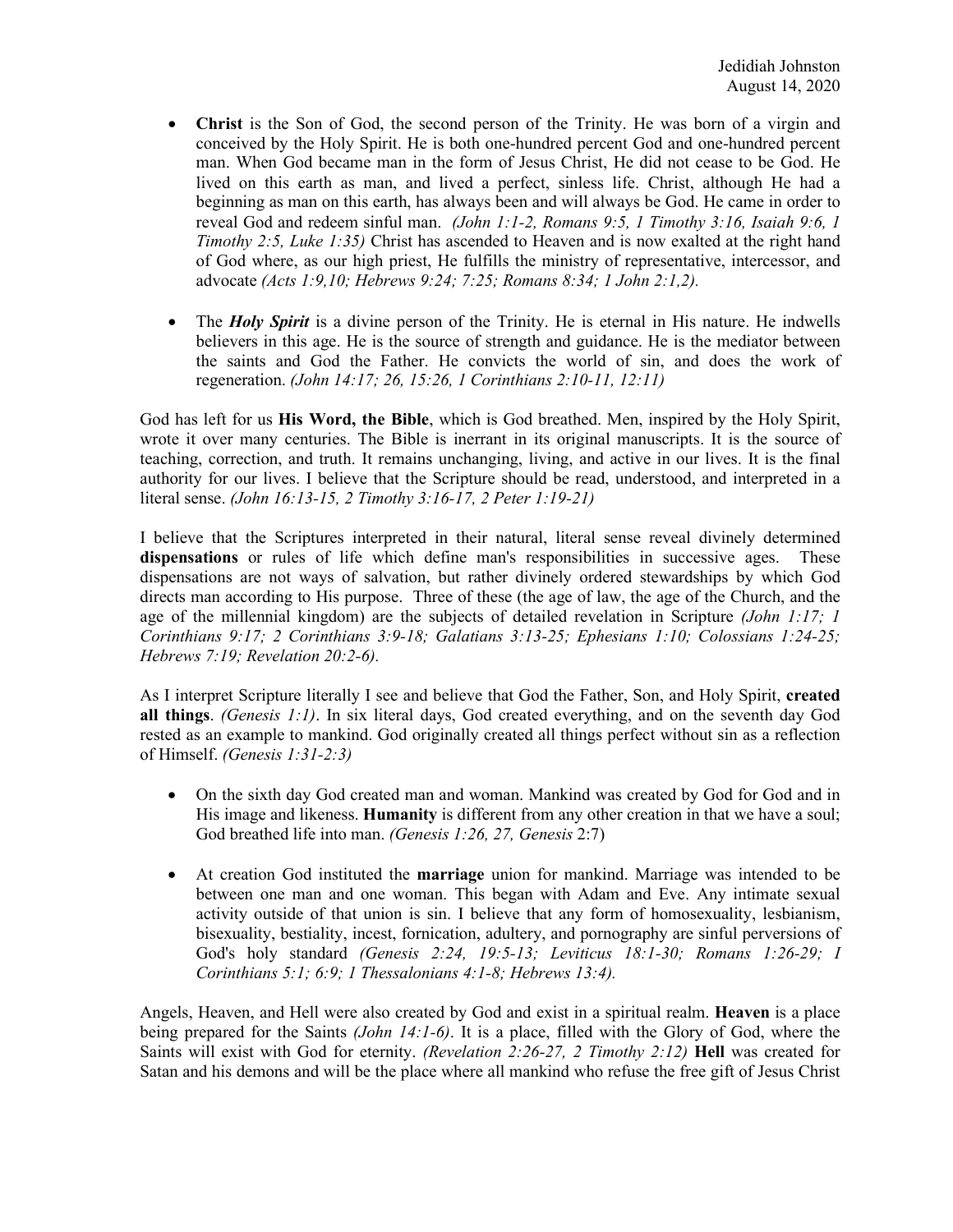- **Christ** is the Son of God, the second person of the Trinity. He was born of a virgin and conceived by the Holy Spirit. He is both one-hundred percent God and one-hundred percent man. When God became man in the form of Jesus Christ, He did not cease to be God. He lived on this earth as man, and lived a perfect, sinless life. Christ, although He had a beginning as man on this earth, has always been and will always be God. He came in order to reveal God and redeem sinful man. *(John 1:1-2, Romans 9:5, 1 Timothy 3:16, Isaiah 9:6, 1 Timothy 2:5, Luke 1:35)* Christ has ascended to Heaven and is now exalted at the right hand of God where, as our high priest, He fulfills the ministry of representative, intercessor, and advocate *(Acts 1:9,10; Hebrews 9:24; 7:25; Romans 8:34; 1 John 2:1,2).*

- The ***Holy Spirit*** is a divine person of the Trinity. He is eternal in His nature. He indwells believers in this age. He is the source of strength and guidance. He is the mediator between the saints and God the Father. He convicts the world of sin, and does the work of regeneration. *(John 14:17; 26, 15:26, 1 Corinthians 2:10-11, 12:11)*

God has left for us **His Word, the Bible**, which is God breathed. Men, inspired by the Holy Spirit, wrote it over many centuries. The Bible is inerrant in its original manuscripts. It is the source of teaching, correction, and truth. It remains unchanging, living, and active in our lives. It is the final authority for our lives. I believe that the Scripture should be read, understood, and interpreted in a literal sense. *(John 16:13-15, 2 Timothy 3:16-17, 2 Peter 1:19-21)*

I believe that the Scriptures interpreted in their natural, literal sense reveal divinely determined **dispensations** or rules of life which define man's responsibilities in successive ages. These dispensations are not ways of salvation, but rather divinely ordered stewardships by which God directs man according to His purpose. Three of these (the age of law, the age of the Church, and the age of the millennial kingdom) are the subjects of detailed revelation in Scripture *(John 1:17; 1 Corinthians 9:17; 2 Corinthians 3:9-18; Galatians 3:13-25; Ephesians 1:10; Colossians 1:24-25; Hebrews 7:19; Revelation 20:2-6).*

As I interpret Scripture literally I see and believe that God the Father, Son, and Holy Spirit, **created all things**. *(Genesis 1:1)*. In six literal days, God created everything, and on the seventh day God rested as an example to mankind. God originally created all things perfect without sin as a reflection of Himself. *(Genesis 1:31-2:3)*

- On the sixth day God created man and woman. Mankind was created by God for God and in His image and likeness. **Humanity** is different from any other creation in that we have a soul; God breathed life into man. *(Genesis 1:26, 27, Genesis* 2:7)

- At creation God instituted the **marriage** union for mankind. Marriage was intended to be between one man and one woman. This began with Adam and Eve. Any intimate sexual activity outside of that union is sin. I believe that any form of homosexuality, lesbianism, bisexuality, bestiality, incest, fornication, adultery, and pornography are sinful perversions of God's holy standard *(Genesis 2:24, 19:5-13; Leviticus 18:1-30; Romans 1:26-29; I Corinthians 5:1; 6:9; 1 Thessalonians 4:1-8; Hebrews 13:4).*

Angels, Heaven, and Hell were also created by God and exist in a spiritual realm. **Heaven** is a place being prepared for the Saints *(John 14:1-6)*. It is a place, filled with the Glory of God, where the Saints will exist with God for eternity. *(Revelation 2:26-27, 2 Timothy 2:12)* **Hell** was created for Satan and his demons and will be the place where all mankind who refuse the free gift of Jesus Christ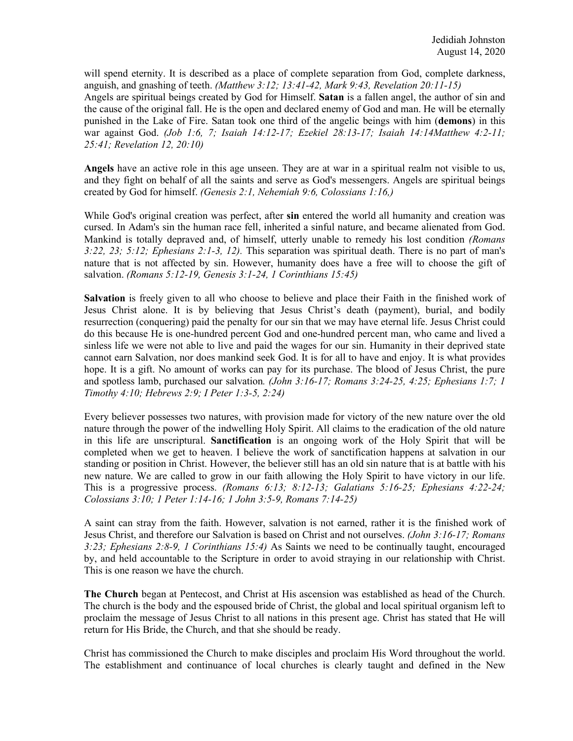will spend eternity. It is described as a place of complete separation from God, complete darkness, anguish, and gnashing of teeth. *(Matthew 3:12; 13:41-42, Mark 9:43, Revelation 20:11-15)*
Angels are spiritual beings created by God for Himself. **Satan** is a fallen angel, the author of sin and the cause of the original fall. He is the open and declared enemy of God and man. He will be eternally punished in the Lake of Fire. Satan took one third of the angelic beings with him (**demons**) in this war against God. *(Job 1:6, 7; Isaiah 14:12-17; Ezekiel 28:13-17; Isaiah 14:14Matthew 4:2-11; 25:41; Revelation 12, 20:10)*

**Angels** have an active role in this age unseen. They are at war in a spiritual realm not visible to us, and they fight on behalf of all the saints and serve as God's messengers. Angels are spiritual beings created by God for himself. *(Genesis 2:1, Nehemiah 9:6, Colossians 1:16,)*

While God's original creation was perfect, after **sin** entered the world all humanity and creation was cursed. In Adam's sin the human race fell, inherited a sinful nature, and became alienated from God. Mankind is totally depraved and, of himself, utterly unable to remedy his lost condition *(Romans 3:22, 23; 5:12; Ephesians 2:1-3, 12).* This separation was spiritual death. There is no part of man's nature that is not affected by sin. However, humanity does have a free will to choose the gift of salvation. *(Romans 5:12-19, Genesis 3:1-24, 1 Corinthians 15:45)*

**Salvation** is freely given to all who choose to believe and place their Faith in the finished work of Jesus Christ alone. It is by believing that Jesus Christ's death (payment), burial, and bodily resurrection (conquering) paid the penalty for our sin that we may have eternal life. Jesus Christ could do this because He is one-hundred percent God and one-hundred percent man, who came and lived a sinless life we were not able to live and paid the wages for our sin. Humanity in their deprived state cannot earn Salvation, nor does mankind seek God. It is for all to have and enjoy. It is what provides hope. It is a gift. No amount of works can pay for its purchase. The blood of Jesus Christ, the pure and spotless lamb, purchased our salvation*. (John 3:16-17; Romans 3:24-25, 4:25; Ephesians 1:7; 1 Timothy 4:10; Hebrews 2:9; I Peter 1:3-5, 2:24)*

Every believer possesses two natures, with provision made for victory of the new nature over the old nature through the power of the indwelling Holy Spirit. All claims to the eradication of the old nature in this life are unscriptural. **Sanctification** is an ongoing work of the Holy Spirit that will be completed when we get to heaven. I believe the work of sanctification happens at salvation in our standing or position in Christ. However, the believer still has an old sin nature that is at battle with his new nature. We are called to grow in our faith allowing the Holy Spirit to have victory in our life. This is a progressive process. *(Romans 6:13; 8:12-13; Galatians 5:16-25; Ephesians 4:22-24; Colossians 3:10; 1 Peter 1:14-16; 1 John 3:5-9, Romans 7:14-25)*

A saint can stray from the faith. However, salvation is not earned, rather it is the finished work of Jesus Christ, and therefore our Salvation is based on Christ and not ourselves. *(John 3:16-17; Romans 3:23; Ephesians 2:8-9, 1 Corinthians 15:4)* As Saints we need to be continually taught, encouraged by, and held accountable to the Scripture in order to avoid straying in our relationship with Christ. This is one reason we have the church.

**The Church** began at Pentecost, and Christ at His ascension was established as head of the Church. The church is the body and the espoused bride of Christ, the global and local spiritual organism left to proclaim the message of Jesus Christ to all nations in this present age. Christ has stated that He will return for His Bride, the Church, and that she should be ready.

Christ has commissioned the Church to make disciples and proclaim His Word throughout the world. The establishment and continuance of local churches is clearly taught and defined in the New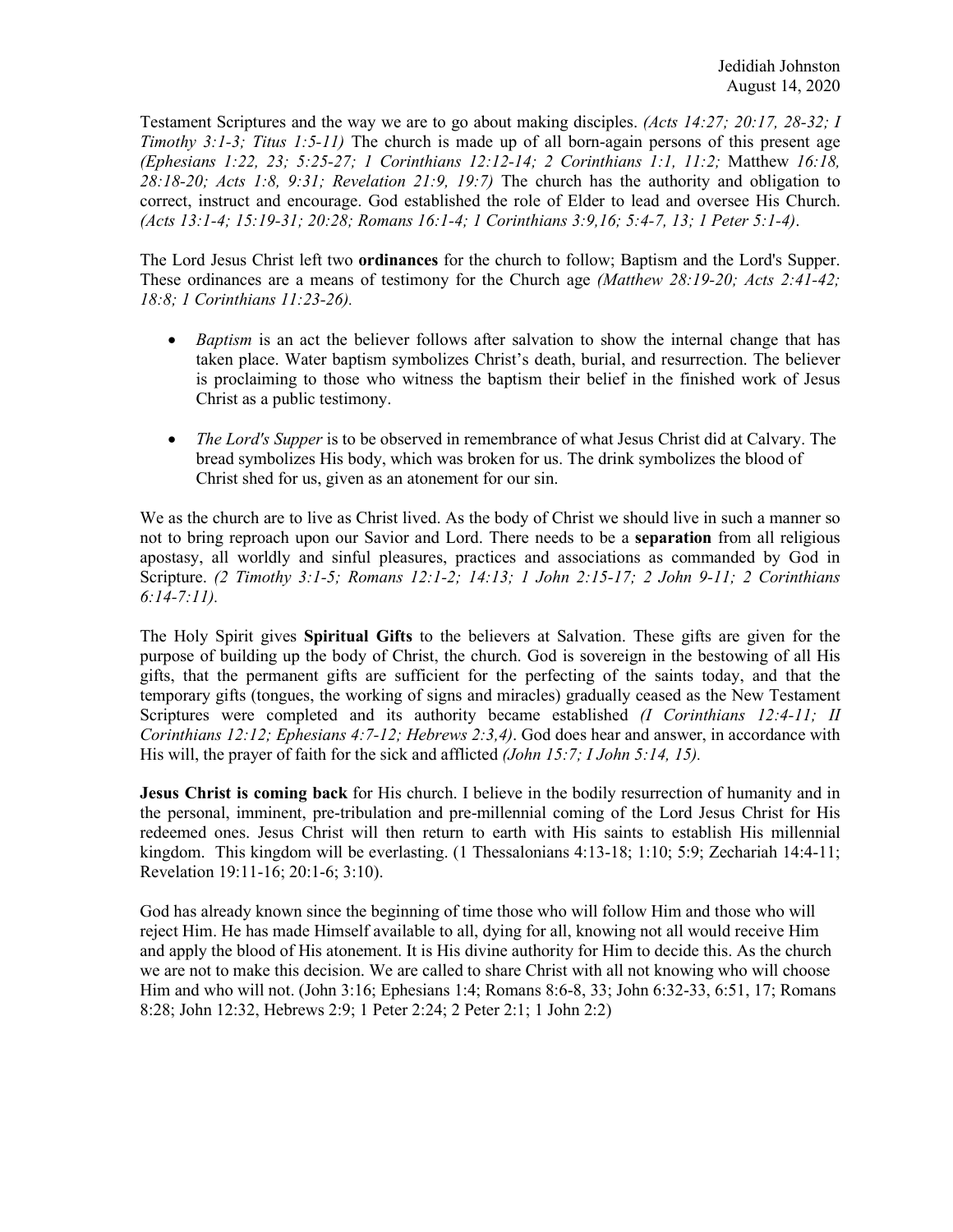Testament Scriptures and the way we are to go about making disciples. *(Acts 14:27; 20:17, 28-32; I Timothy 3:1-3; Titus 1:5-11)* The church is made up of all born-again persons of this present age *(Ephesians 1:22, 23; 5:25-27; 1 Corinthians 12:12-14; 2 Corinthians 1:1, 11:2;* Matthew *16:18, 28:18-20; Acts 1:8, 9:31; Revelation 21:9, 19:7)* The church has the authority and obligation to correct, instruct and encourage. God established the role of Elder to lead and oversee His Church. *(Acts 13:1-4; 15:19-31; 20:28; Romans 16:1-4; 1 Corinthians 3:9,16; 5:4-7, 13; 1 Peter 5:1-4)*.

The Lord Jesus Christ left two **ordinances** for the church to follow; Baptism and the Lord's Supper. These ordinances are a means of testimony for the Church age *(Matthew 28:19-20; Acts 2:41-42; 18:8; 1 Corinthians 11:23-26).*

- *Baptism* is an act the believer follows after salvation to show the internal change that has taken place. Water baptism symbolizes Christ's death, burial, and resurrection. The believer is proclaiming to those who witness the baptism their belief in the finished work of Jesus Christ as a public testimony.

- *The Lord's Supper* is to be observed in remembrance of what Jesus Christ did at Calvary. The bread symbolizes His body, which was broken for us. The drink symbolizes the blood of Christ shed for us, given as an atonement for our sin.

We as the church are to live as Christ lived. As the body of Christ we should live in such a manner so not to bring reproach upon our Savior and Lord. There needs to be a **separation** from all religious apostasy, all worldly and sinful pleasures, practices and associations as commanded by God in Scripture. *(2 Timothy 3:1-5; Romans 12:1-2; 14:13; 1 John 2:15-17; 2 John 9-11; 2 Corinthians 6:14-7:11).*

The Holy Spirit gives **Spiritual Gifts** to the believers at Salvation. These gifts are given for the purpose of building up the body of Christ, the church. God is sovereign in the bestowing of all His gifts, that the permanent gifts are sufficient for the perfecting of the saints today, and that the temporary gifts (tongues, the working of signs and miracles) gradually ceased as the New Testament Scriptures were completed and its authority became established *(I Corinthians 12:4-11; II Corinthians 12:12; Ephesians 4:7-12; Hebrews 2:3,4)*. God does hear and answer, in accordance with His will, the prayer of faith for the sick and afflicted *(John 15:7; I John 5:14, 15).*

**Jesus Christ is coming back** for His church. I believe in the bodily resurrection of humanity and in the personal, imminent, pre-tribulation and pre-millennial coming of the Lord Jesus Christ for His redeemed ones. Jesus Christ will then return to earth with His saints to establish His millennial kingdom. This kingdom will be everlasting. (1 Thessalonians 4:13-18; 1:10; 5:9; Zechariah 14:4-11; Revelation 19:11-16; 20:1-6; 3:10).

God has already known since the beginning of time those who will follow Him and those who will reject Him. He has made Himself available to all, dying for all, knowing not all would receive Him and apply the blood of His atonement. It is His divine authority for Him to decide this. As the church we are not to make this decision. We are called to share Christ with all not knowing who will choose Him and who will not. (John 3:16; Ephesians 1:4; Romans 8:6-8, 33; John 6:32-33, 6:51, 17; Romans 8:28; John 12:32, Hebrews 2:9; 1 Peter 2:24; 2 Peter 2:1; 1 John 2:2)